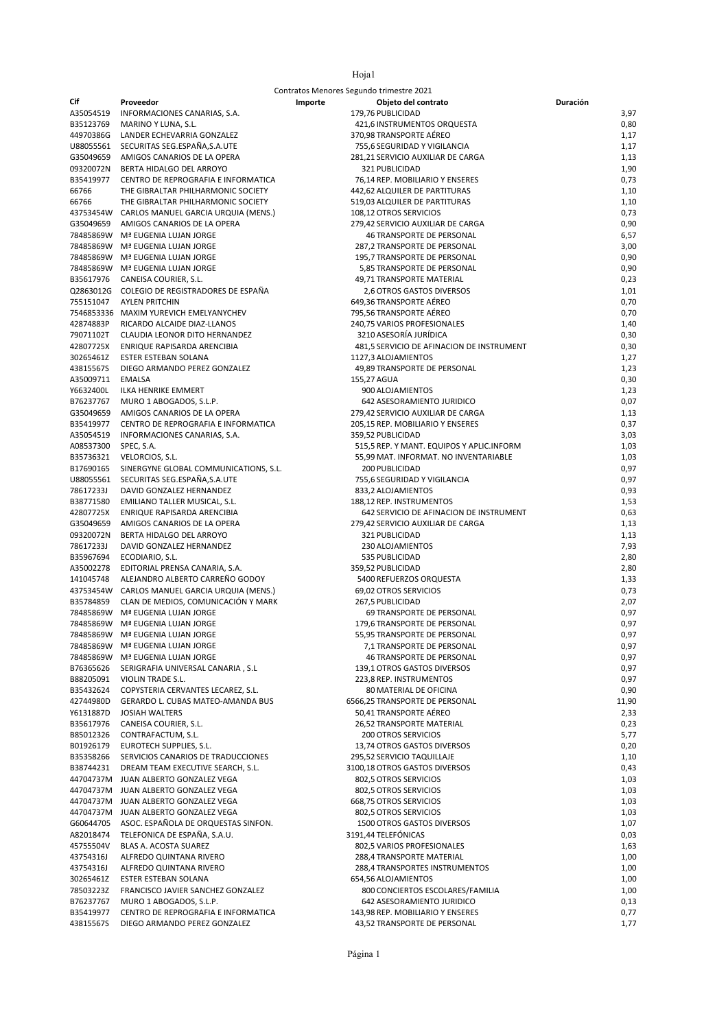Contratos Menores Segundo trimestre 2021

| Cif | Proveedor | Importe | Objeto del contrato | Duración |
|---|---|---|---|---|
| A35054519 | INFORMACIONES CANARIAS, S.A. | 179,76 | PUBLICIDAD | 3,97 |
| B35123769 | MARINO Y LUNA, S.L. | 421,6 | INSTRUMENTOS ORQUESTA | 0,80 |
| 44970386G | LANDER ECHEVARRIA GONZALEZ | 370,98 | TRANSPORTE AÉREO | 1,17 |
| U88055561 | SECURITAS SEG.ESPAÑA,S.A.UTE | 755,6 | SEGURIDAD Y VIGILANCIA | 1,17 |
| G35049659 | AMIGOS CANARIOS DE LA OPERA | 281,21 | SERVICIO AUXILIAR DE CARGA | 1,13 |
| 09320072N | BERTA HIDALGO DEL ARROYO | 321 | PUBLICIDAD | 1,90 |
| B35419977 | CENTRO DE REPROGRAFIA E INFORMATICA | 76,14 | REP. MOBILIARIO Y ENSERES | 0,73 |
| 66766 | THE GIBRALTAR PHILHARMONIC SOCIETY | 442,62 | ALQUILER DE PARTITURAS | 1,10 |
| 66766 | THE GIBRALTAR PHILHARMONIC SOCIETY | 519,03 | ALQUILER DE PARTITURAS | 1,10 |
| 43753454W | CARLOS MANUEL GARCIA URQUIA (MENS.) | 108,12 | OTROS SERVICIOS | 0,73 |
| G35049659 | AMIGOS CANARIOS DE LA OPERA | 279,42 | SERVICIO AUXILIAR DE CARGA | 0,90 |
| 78485869W | Mª EUGENIA LUJAN JORGE | 46 | TRANSPORTE DE PERSONAL | 6,57 |
| 78485869W | Mª EUGENIA LUJAN JORGE | 287,2 | TRANSPORTE DE PERSONAL | 3,00 |
| 78485869W | Mª EUGENIA LUJAN JORGE | 195,7 | TRANSPORTE DE PERSONAL | 0,90 |
| 78485869W | Mª EUGENIA LUJAN JORGE | 5,85 | TRANSPORTE DE PERSONAL | 0,90 |
| B35617976 | CANEISA COURIER, S.L. | 49,71 | TRANSPORTE MATERIAL | 0,23 |
| Q2863012G | COLEGIO DE REGISTRADORES DE ESPAÑA | 2,6 | OTROS GASTOS DIVERSOS | 1,01 |
| 755151047 | AYLEN PRITCHIN | 649,36 | TRANSPORTE AÉREO | 0,70 |
| 7546853336 | MAXIM YUREVICH EMELYANYCHEV | 795,56 | TRANSPORTE AÉREO | 0,70 |
| 42874883P | RICARDO ALCAIDE DIAZ-LLANOS | 240,75 | VARIOS PROFESIONALES | 1,40 |
| 79071102T | CLAUDIA LEONOR DITO HERNANDEZ | 3210 | ASESORÍA JURÍDICA | 0,30 |
| 42807725X | ENRIQUE RAPISARDA ARENCIBIA | 481,5 | SERVICIO DE AFINACION DE INSTRUMENT | 0,30 |
| 30265461Z | ESTER ESTEBAN SOLANA | 1127,3 | ALOJAMIENTOS | 1,27 |
| 43815567S | DIEGO ARMANDO PEREZ GONZALEZ | 49,89 | TRANSPORTE DE PERSONAL | 1,23 |
| A35009711 | EMALSA | 155,27 | AGUA | 0,30 |
| Y6632400L | ILKA HENRIKE EMMERT | 900 | ALOJAMIENTOS | 1,23 |
| B76237767 | MURO 1 ABOGADOS, S.L.P. | 642 | ASESORAMIENTO JURIDICO | 0,07 |
| G35049659 | AMIGOS CANARIOS DE LA OPERA | 279,42 | SERVICIO AUXILIAR DE CARGA | 1,13 |
| B35419977 | CENTRO DE REPROGRAFIA E INFORMATICA | 205,15 | REP. MOBILIARIO Y ENSERES | 0,37 |
| A35054519 | INFORMACIONES CANARIAS, S.A. | 359,52 | PUBLICIDAD | 3,03 |
| A08537300 | SPEC, S.A. | 515,5 | REP. Y MANT. EQUIPOS Y APLIC.INFORM | 1,03 |
| B35736321 | VELORCIOS, S.L. | 55,99 | MAT. INFORMAT. NO INVENTARIABLE | 1,03 |
| B17690165 | SINERGYNE GLOBAL COMMUNICATIONS, S.L. | 200 | PUBLICIDAD | 0,97 |
| U88055561 | SECURITAS SEG.ESPAÑA,S.A.UTE | 755,6 | SEGURIDAD Y VIGILANCIA | 0,97 |
| 78617233J | DAVID GONZALEZ HERNANDEZ | 833,2 | ALOJAMIENTOS | 0,93 |
| B38771580 | EMILIANO TALLER MUSICAL, S.L. | 188,12 | REP. INSTRUMENTOS | 1,53 |
| 42807725X | ENRIQUE RAPISARDA ARENCIBIA | 642 | SERVICIO DE AFINACION DE INSTRUMENT | 0,63 |
| G35049659 | AMIGOS CANARIOS DE LA OPERA | 279,42 | SERVICIO AUXILIAR DE CARGA | 1,13 |
| 09320072N | BERTA HIDALGO DEL ARROYO | 321 | PUBLICIDAD | 1,13 |
| 78617233J | DAVID GONZALEZ HERNANDEZ | 230 | ALOJAMIENTOS | 7,93 |
| B35967694 | ECODIARIO, S.L. | 535 | PUBLICIDAD | 2,80 |
| A35002278 | EDITORIAL PRENSA CANARIA, S.A. | 359,52 | PUBLICIDAD | 2,80 |
| 141045748 | ALEJANDRO ALBERTO CARREÑO GODOY | 5400 | REFUERZOS ORQUESTA | 1,33 |
| 43753454W | CARLOS MANUEL GARCIA URQUIA (MENS.) | 69,02 | OTROS SERVICIOS | 0,73 |
| B35784859 | CLAN DE MEDIOS, COMUNICACIÓN Y MARK | 267,5 | PUBLICIDAD | 2,07 |
| 78485869W | Mª EUGENIA LUJAN JORGE | 69 | TRANSPORTE DE PERSONAL | 0,97 |
| 78485869W | Mª EUGENIA LUJAN JORGE | 179,6 | TRANSPORTE DE PERSONAL | 0,97 |
| 78485869W | Mª EUGENIA LUJAN JORGE | 55,95 | TRANSPORTE DE PERSONAL | 0,97 |
| 78485869W | Mª EUGENIA LUJAN JORGE | 7,1 | TRANSPORTE DE PERSONAL | 0,97 |
| 78485869W | Mª EUGENIA LUJAN JORGE | 46 | TRANSPORTE DE PERSONAL | 0,97 |
| B76365626 | SERIGRAFIA UNIVERSAL CANARIA , S.L | 139,1 | OTROS GASTOS DIVERSOS | 0,97 |
| B88205091 | VIOLIN TRADE S.L. | 223,8 | REP. INSTRUMENTOS | 0,97 |
| B35432624 | COPYSTERIA CERVANTES LECAREZ, S.L. | 80 | MATERIAL DE OFICINA | 0,90 |
| 42744980D | GERARDO L. CUBAS MATEO-AMANDA BUS | 6566,25 | TRANSPORTE DE PERSONAL | 11,90 |
| Y6131887D | JOSIAH WALTERS | 50,41 | TRANSPORTE AÉREO | 2,33 |
| B35617976 | CANEISA COURIER, S.L. | 26,52 | TRANSPORTE MATERIAL | 0,23 |
| B85012326 | CONTRAFACTUM, S.L. | 200 | OTROS SERVICIOS | 5,77 |
| B01926179 | EUROTECH SUPPLIES, S.L. | 13,74 | OTROS GASTOS DIVERSOS | 0,20 |
| B35358266 | SERVICIOS CANARIOS DE TRADUCCIONES | 295,52 | SERVICIO TAQUILLAJE | 1,10 |
| B38744231 | DREAM TEAM EXECUTIVE SEARCH, S.L. | 3100,18 | OTROS GASTOS DIVERSOS | 0,43 |
| 44704737M | JUAN ALBERTO GONZALEZ VEGA | 802,5 | OTROS SERVICIOS | 1,03 |
| 44704737M | JUAN ALBERTO GONZALEZ VEGA | 802,5 | OTROS SERVICIOS | 1,03 |
| 44704737M | JUAN ALBERTO GONZALEZ VEGA | 668,75 | OTROS SERVICIOS | 1,03 |
| 44704737M | JUAN ALBERTO GONZALEZ VEGA | 802,5 | OTROS SERVICIOS | 1,03 |
| G60644705 | ASOC. ESPAÑOLA DE ORQUESTAS SINFON. | 1500 | OTROS GASTOS DIVERSOS | 1,07 |
| A82018474 | TELEFONICA DE ESPAÑA, S.A.U. | 3191,44 | TELEFÓNICAS | 0,03 |
| 45755504V | BLAS A. ACOSTA SUAREZ | 802,5 | VARIOS PROFESIONALES | 1,63 |
| 43754316J | ALFREDO QUINTANA RIVERO | 288,4 | TRANSPORTE MATERIAL | 1,00 |
| 43754316J | ALFREDO QUINTANA RIVERO | 288,4 | TRANSPORTES INSTRUMENTOS | 1,00 |
| 30265461Z | ESTER ESTEBAN SOLANA | 654,56 | ALOJAMIENTOS | 1,00 |
| 78503223Z | FRANCISCO JAVIER SANCHEZ GONZALEZ | 800 | CONCIERTOS ESCOLARES/FAMILIA | 1,00 |
| B76237767 | MURO 1 ABOGADOS, S.L.P. | 642 | ASESORAMIENTO JURIDICO | 0,13 |
| B35419977 | CENTRO DE REPROGRAFIA E INFORMATICA | 143,98 | REP. MOBILIARIO Y ENSERES | 0,77 |
| 43815567S | DIEGO ARMANDO PEREZ GONZALEZ | 43,52 | TRANSPORTE DE PERSONAL | 1,77 |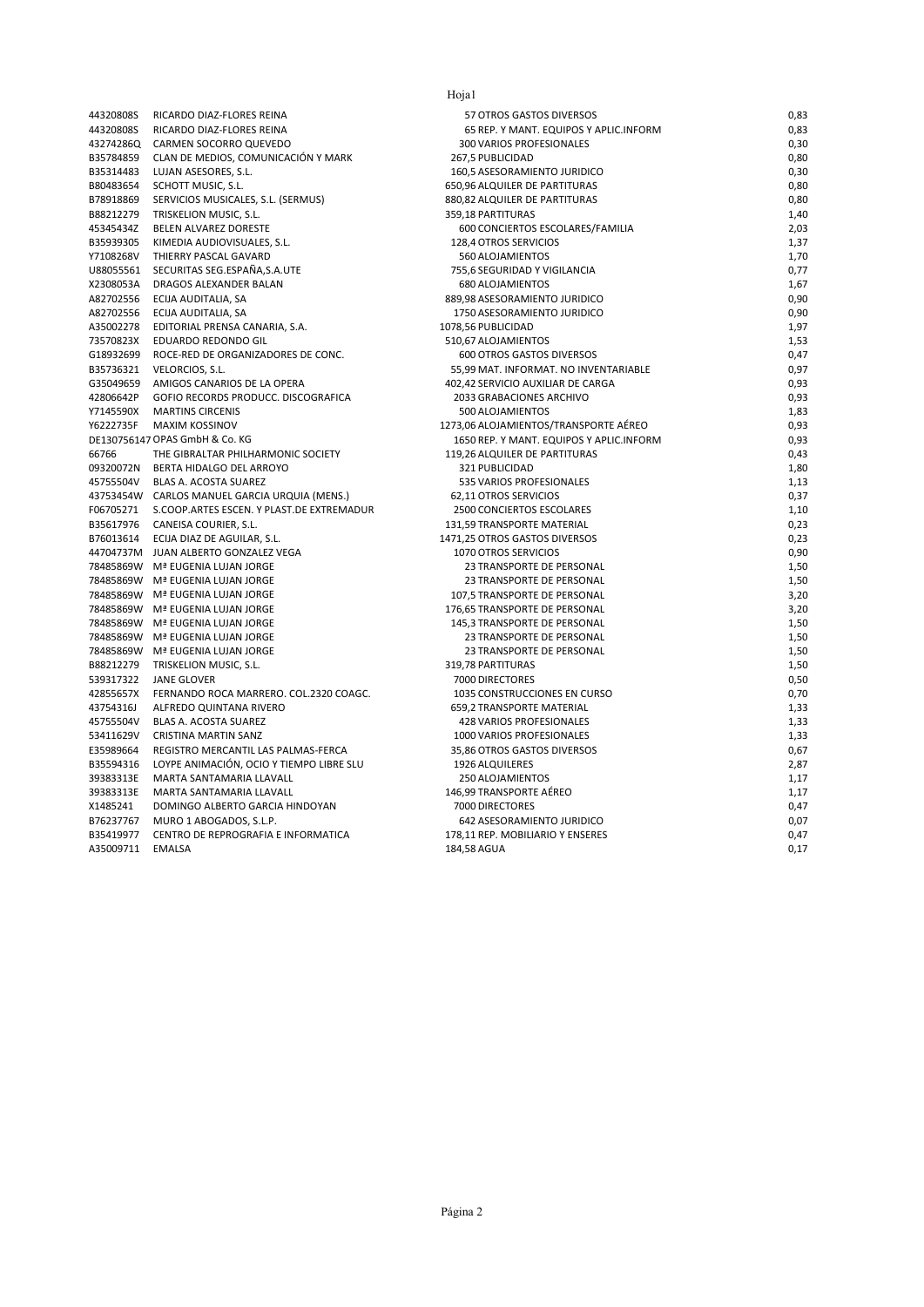| | | | | |
|---|---|---|---|---|
| 44320808S | RICARDO DIAZ-FLORES REINA | 57 | OTROS GASTOS DIVERSOS | 0,83 |
| 44320808S | RICARDO DIAZ-FLORES REINA | 65 | REP. Y MANT. EQUIPOS Y APLIC.INFORM | 0,83 |
| 43274286Q | CARMEN SOCORRO QUEVEDO | 300 | VARIOS PROFESIONALES | 0,30 |
| B35784859 | CLAN DE MEDIOS, COMUNICACIÓN Y MARK | 267,5 | PUBLICIDAD | 0,80 |
| B35314483 | LUJAN ASESORES, S.L. | 160,5 | ASESORAMIENTO JURIDICO | 0,30 |
| B80483654 | SCHOTT MUSIC, S.L. | 650,96 | ALQUILER DE PARTITURAS | 0,80 |
| B78918869 | SERVICIOS MUSICALES, S.L. (SERMUS) | 880,82 | ALQUILER DE PARTITURAS | 0,80 |
| B88212279 | TRISKELION MUSIC, S.L. | 359,18 | PARTITURAS | 1,40 |
| 45345434Z | BELEN ALVAREZ DORESTE | 600 | CONCIERTOS ESCOLARES/FAMILIA | 2,03 |
| B35939305 | KIMEDIA AUDIOVISUALES, S.L. | 128,4 | OTROS SERVICIOS | 1,37 |
| Y7108268V | THIERRY PASCAL GAVARD | 560 | ALOJAMIENTOS | 1,70 |
| U88055561 | SECURITAS SEG.ESPAÑA,S.A.UTE | 755,6 | SEGURIDAD Y VIGILANCIA | 0,77 |
| X2308053A | DRAGOS ALEXANDER BALAN | 680 | ALOJAMIENTOS | 1,67 |
| A82702556 | ECIJA AUDITALIA, SA | 889,98 | ASESORAMIENTO JURIDICO | 0,90 |
| A82702556 | ECIJA AUDITALIA, SA | 1750 | ASESORAMIENTO JURIDICO | 0,90 |
| A35002278 | EDITORIAL PRENSA CANARIA, S.A. | 1078,56 | PUBLICIDAD | 1,97 |
| 73570823X | EDUARDO REDONDO GIL | 510,67 | ALOJAMIENTOS | 1,53 |
| G18932699 | ROCE-RED DE ORGANIZADORES DE CONC. | 600 | OTROS GASTOS DIVERSOS | 0,47 |
| B35736321 | VELORCIOS, S.L. | 55,99 | MAT. INFORMAT. NO INVENTARIABLE | 0,97 |
| G35049659 | AMIGOS CANARIOS DE LA OPERA | 402,42 | SERVICIO AUXILIAR DE CARGA | 0,93 |
| 42806642P | GOFIO RECORDS PRODUCC. DISCOGRAFICA | 2033 | GRABACIONES ARCHIVO | 0,93 |
| Y7145590X | MARTINS CIRCENIS | 500 | ALOJAMIENTOS | 1,83 |
| Y6222735F | MAXIM KOSSINOV | 1273,06 | ALOJAMIENTOS/TRANSPORTE AÉREO | 0,93 |
| DE130756147 | OPAS GmbH & Co. KG | 1650 | REP. Y MANT. EQUIPOS Y APLIC.INFORM | 0,93 |
| 66766 | THE GIBRALTAR PHILHARMONIC SOCIETY | 119,26 | ALQUILER DE PARTITURAS | 0,43 |
| 09320072N | BERTA HIDALGO DEL ARROYO | 321 | PUBLICIDAD | 1,80 |
| 45755504V | BLAS A. ACOSTA SUAREZ | 535 | VARIOS PROFESIONALES | 1,13 |
| 43753454W | CARLOS MANUEL GARCIA URQUIA (MENS.) | 62,11 | OTROS SERVICIOS | 0,37 |
| F06705271 | S.COOP.ARTES ESCEN. Y PLAST.DE EXTREMADUR | 2500 | CONCIERTOS ESCOLARES | 1,10 |
| B35617976 | CANEISA COURIER, S.L. | 131,59 | TRANSPORTE MATERIAL | 0,23 |
| B76013614 | ECIJA DIAZ DE AGUILAR, S.L. | 1471,25 | OTROS GASTOS DIVERSOS | 0,23 |
| 44704737M | JUAN ALBERTO GONZALEZ VEGA | 1070 | OTROS SERVICIOS | 0,90 |
| 78485869W | Mª EUGENIA LUJAN JORGE | 23 | TRANSPORTE DE PERSONAL | 1,50 |
| 78485869W | Mª EUGENIA LUJAN JORGE | 23 | TRANSPORTE DE PERSONAL | 1,50 |
| 78485869W | Mª EUGENIA LUJAN JORGE | 107,5 | TRANSPORTE DE PERSONAL | 3,20 |
| 78485869W | Mª EUGENIA LUJAN JORGE | 176,65 | TRANSPORTE DE PERSONAL | 3,20 |
| 78485869W | Mª EUGENIA LUJAN JORGE | 145,3 | TRANSPORTE DE PERSONAL | 1,50 |
| 78485869W | Mª EUGENIA LUJAN JORGE | 23 | TRANSPORTE DE PERSONAL | 1,50 |
| 78485869W | Mª EUGENIA LUJAN JORGE | 23 | TRANSPORTE DE PERSONAL | 1,50 |
| B88212279 | TRISKELION MUSIC, S.L. | 319,78 | PARTITURAS | 1,50 |
| 539317322 | JANE GLOVER | 7000 | DIRECTORES | 0,50 |
| 42855657X | FERNANDO ROCA MARRERO. COL.2320 COAGC. | 1035 | CONSTRUCCIONES EN CURSO | 0,70 |
| 43754316J | ALFREDO QUINTANA RIVERO | 659,2 | TRANSPORTE MATERIAL | 1,33 |
| 45755504V | BLAS A. ACOSTA SUAREZ | 428 | VARIOS PROFESIONALES | 1,33 |
| 53411629V | CRISTINA MARTIN SANZ | 1000 | VARIOS PROFESIONALES | 1,33 |
| E35989664 | REGISTRO MERCANTIL LAS PALMAS-FERCA | 35,86 | OTROS GASTOS DIVERSOS | 0,67 |
| B35594316 | LOYPE ANIMACIÓN, OCIO Y TIEMPO LIBRE SLU | 1926 | ALQUILERES | 2,87 |
| 39383313E | MARTA SANTAMARIA LLAVALL | 250 | ALOJAMIENTOS | 1,17 |
| 39383313E | MARTA SANTAMARIA LLAVALL | 146,99 | TRANSPORTE AÉREO | 1,17 |
| X1485241 | DOMINGO ALBERTO GARCIA HINDOYAN | 7000 | DIRECTORES | 0,47 |
| B76237767 | MURO 1 ABOGADOS, S.L.P. | 642 | ASESORAMIENTO JURIDICO | 0,07 |
| B35419977 | CENTRO DE REPROGRAFIA E INFORMATICA | 178,11 | REP. MOBILIARIO Y ENSERES | 0,47 |
| A35009711 | EMALSA | 184,58 | AGUA | 0,17 |